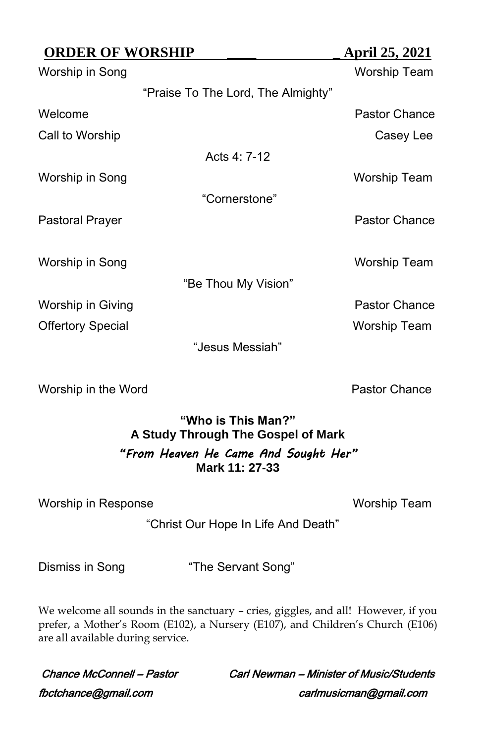## ORDER OF WORSHIP April 25, 2021

| | |
|---|---|
| Worship in Song | Worship Team |
| "Praise To The Lord, The Almighty" | |
| Welcome | Pastor Chance |
| Call to Worship | Casey Lee |
| Acts 4: 7-12 | |
| Worship in Song | Worship Team |
| "Cornerstone" | |
| Pastoral Prayer | Pastor Chance |
| Worship in Song | Worship Team |
| "Be Thou My Vision" | |
| Worship in Giving | Pastor Chance |
| Offertory Special | Worship Team |
| "Jesus Messiah" | |
| Worship in the Word | Pastor Chance |

**"Who is This Man?"**
**A Study Through The Gospel of Mark**

***"From Heaven He Came And Sought Her"***
**Mark 11: 27-33**

| | |
|---|---|
| Worship in Response | Worship Team |
| "Christ Our Hope In Life And Death" | |
| Dismiss in Song | "The Servant Song" |

We welcome all sounds in the sanctuary – cries, giggles, and all! However, if you prefer, a Mother's Room (E102), a Nursery (E107), and Children's Church (E106) are all available during service.

*Chance McConnell – Pastor*
*fbctchance@gmail.com*

*Carl Newman – Minister of Music/Students*
*carlmusicman@gmail.com*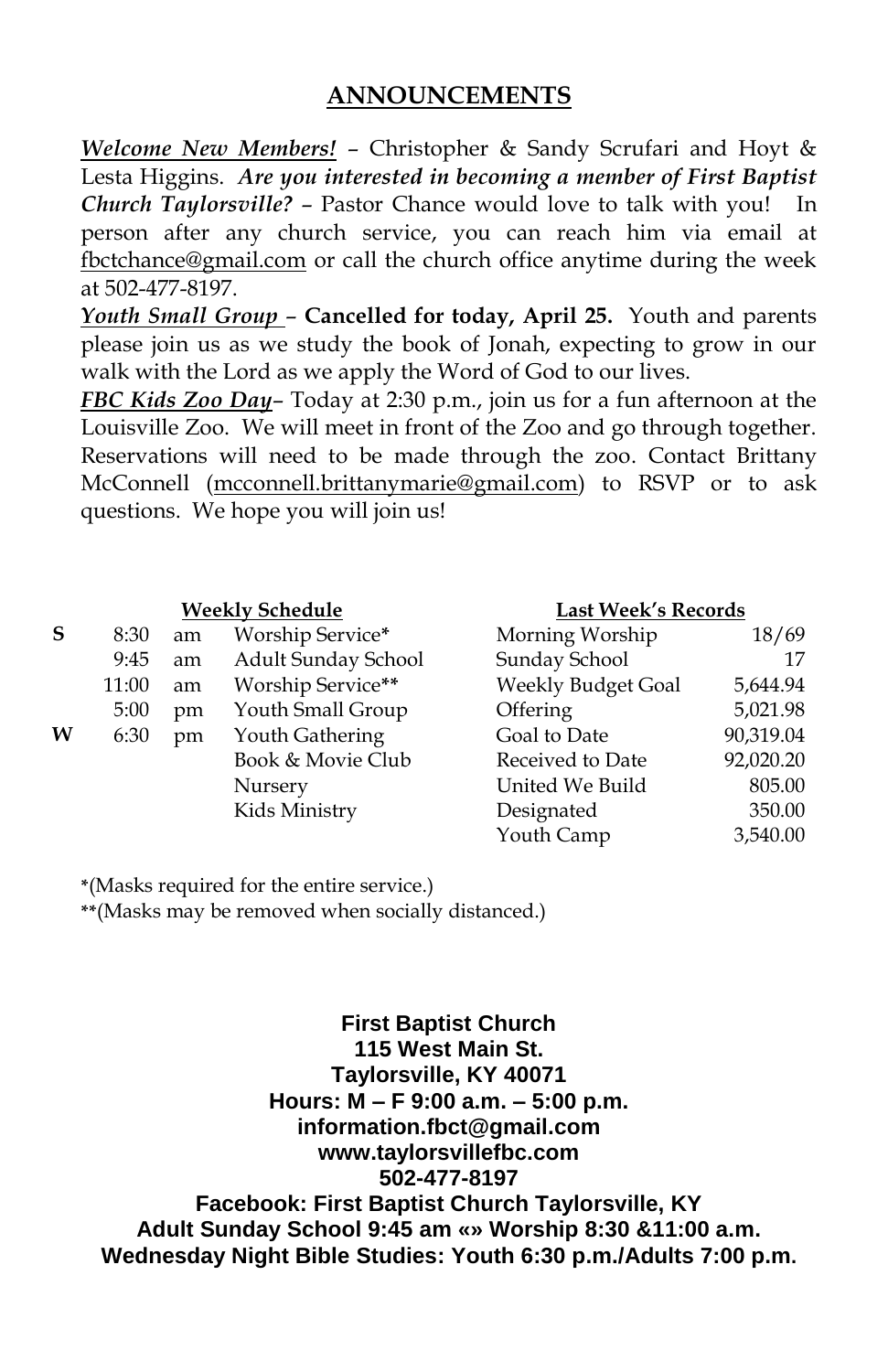## ANNOUNCEMENTS

***Welcome New Members!*** – Christopher & Sandy Scrufari and Hoyt & Lesta Higgins. ***Are you interested in becoming a member of First Baptist Church Taylorsville?*** – Pastor Chance would love to talk with you! In person after any church service, you can reach him via email at fbctchance@gmail.com or call the church office anytime during the week at 502-477-8197.

***Youth Small Group*** – **Cancelled for today, April 25.** Youth and parents please join us as we study the book of Jonah, expecting to grow in our walk with the Lord as we apply the Word of God to our lives.

***FBC Kids Zoo Day***– Today at 2:30 p.m., join us for a fun afternoon at the Louisville Zoo. We will meet in front of the Zoo and go through together. Reservations will need to be made through the zoo. Contact Brittany McConnell (mcconnell.brittanymarie@gmail.com) to RSVP or to ask questions. We hope you will join us!

**Weekly Schedule**

| | | | |
|---|---|---|---|
| **S** | 8:30 | am | Worship Service* |
| | 9:45 | am | Adult Sunday School |
| | 11:00 | am | Worship Service** |
| | 5:00 | pm | Youth Small Group |
| **W** | 6:30 | pm | Youth Gathering |
| | | | Book & Movie Club |
| | | | Nursery |
| | | | Kids Ministry |

**Last Week's Records**

| | |
|---|---|
| Morning Worship | 18/69 |
| Sunday School | 17 |
| Weekly Budget Goal | 5,644.94 |
| Offering | 5,021.98 |
| Goal to Date | 90,319.04 |
| Received to Date | 92,020.20 |
| United We Build | 805.00 |
| Designated | 350.00 |
| Youth Camp | 3,540.00 |

*(Masks required for the entire service.)

**(Masks may be removed when socially distanced.)

**First Baptist Church**
**115 West Main St.**
**Taylorsville, KY 40071**
**Hours: M – F 9:00 a.m. – 5:00 p.m.**
**information.fbct@gmail.com**
**www.taylorsvillefbc.com**
**502-477-8197**
**Facebook: First Baptist Church Taylorsville, KY**
**Adult Sunday School 9:45 am «» Worship 8:30 &11:00 a.m.**
**Wednesday Night Bible Studies: Youth 6:30 p.m./Adults 7:00 p.m.**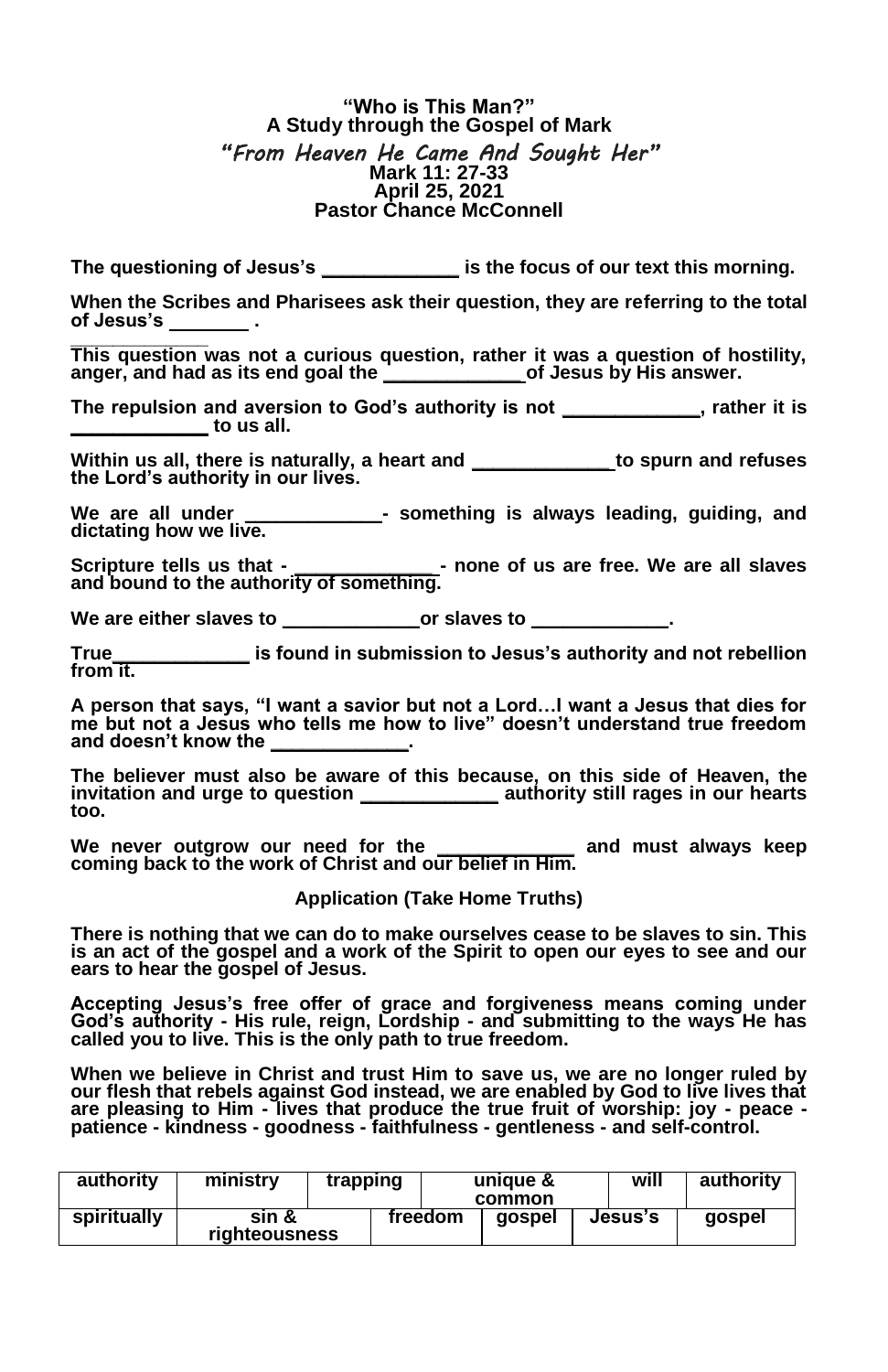# "Who is This Man?"

## A Study through the Gospel of Mark

### *"From Heaven He Came And Sought Her"*

**Mark 11: 27-33**
**April 25, 2021**
**Pastor Chance McConnell**

**The questioning of Jesus's _____________ is the focus of our text this morning.**

**When the Scribes and Pharisees ask their question, they are referring to the total of Jesus's ________ .**

**This question was not a curious question, rather it was a question of hostility, anger, and had as its end goal the _____________of Jesus by His answer.**

**The repulsion and aversion to God's authority is not _____________, rather it is _____________ to us all.**

**Within us all, there is naturally, a heart and _____________to spurn and refuses the Lord's authority in our lives.**

**We are all under _____________- something is always leading, guiding, and dictating how we live.**

**Scripture tells us that - _____________- none of us are free. We are all slaves and bound to the authority of something.**

**We are either slaves to _____________or slaves to _____________.**

**True_____________ is found in submission to Jesus's authority and not rebellion from it.**

**A person that says, "I want a savior but not a Lord…I want a Jesus that dies for me but not a Jesus who tells me how to live" doesn't understand true freedom and doesn't know the _____________.**

**The believer must also be aware of this because, on this side of Heaven, the invitation and urge to question _____________ authority still rages in our hearts too.**

**We never outgrow our need for the _____________ and must always keep coming back to the work of Christ and our belief in Him.**

**Application (Take Home Truths)**

**There is nothing that we can do to make ourselves cease to be slaves to sin. This is an act of the gospel and a work of the Spirit to open our eyes to see and our ears to hear the gospel of Jesus.**

**Accepting Jesus's free offer of grace and forgiveness means coming under God's authority - His rule, reign, Lordship - and submitting to the ways He has called you to live. This is the only path to true freedom.**

**When we believe in Christ and trust Him to save us, we are no longer ruled by our flesh that rebels against God instead, we are enabled by God to live lives that are pleasing to Him - lives that produce the true fruit of worship: joy - peace - patience - kindness - goodness - faithfulness - gentleness - and self-control.**

| authority | ministry | trapping | unique & common | will | authority |
|---|---|---|---|---|---|
| spiritually | sin & righteousness | freedom | gospel | Jesus's | gospel |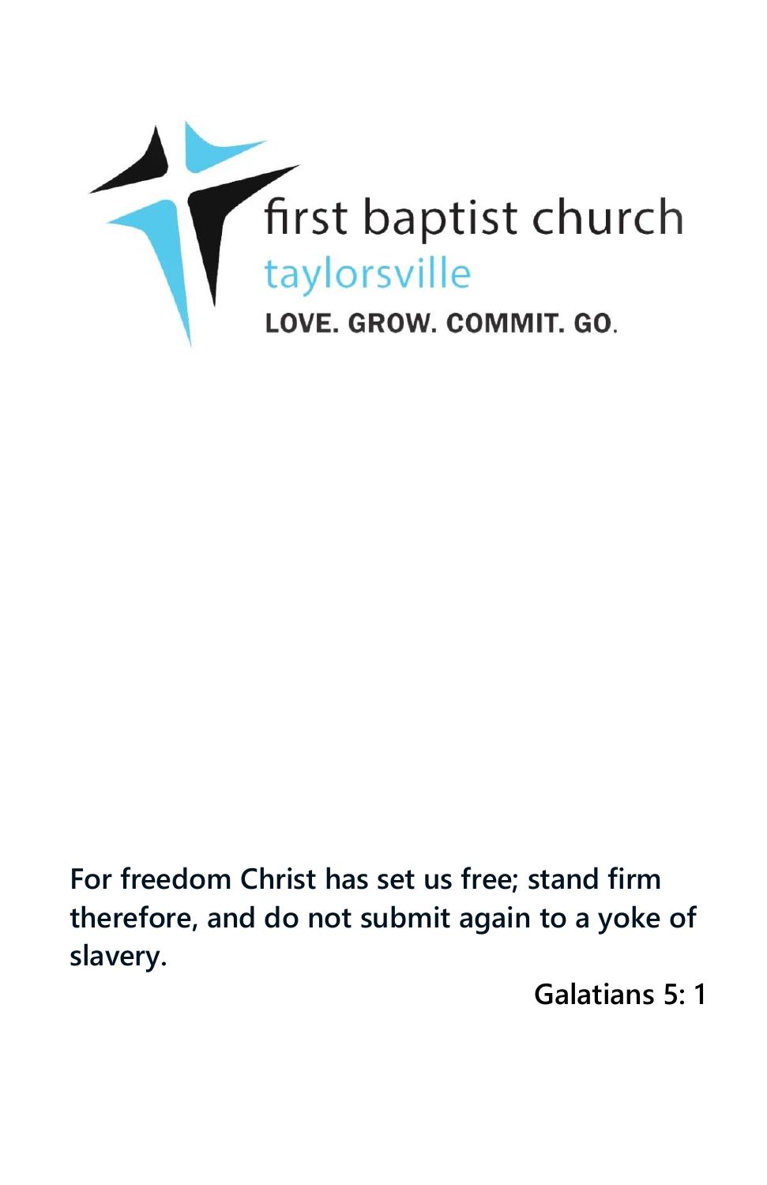first baptist church

taylorsville

LOVE. GROW. COMMIT. GO.

**For freedom Christ has set us free; stand firm therefore, and do not submit again to a yoke of slavery.**

**Galatians 5: 1**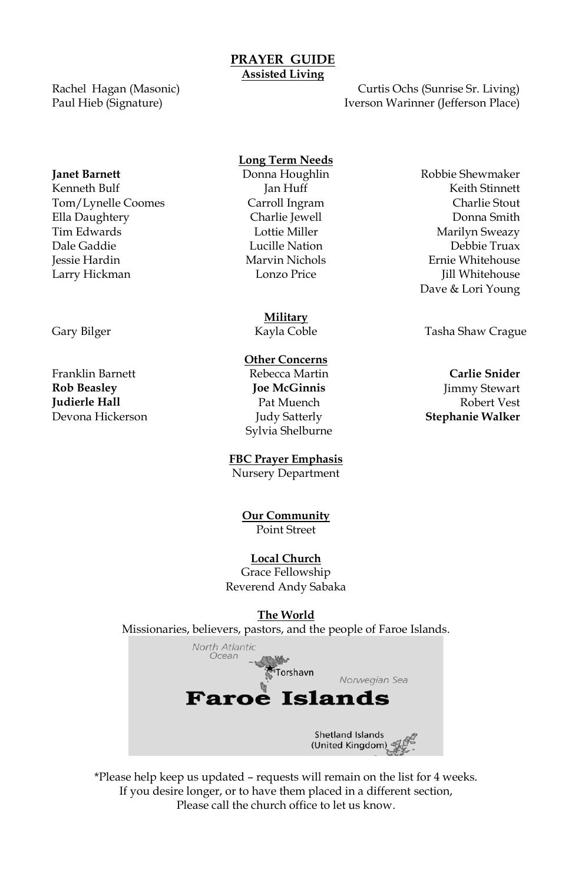# PRAYER GUIDE

## Assisted Living

Rachel Hagan (Masonic)
Paul Hieb (Signature)
Curtis Ochs (Sunrise Sr. Living)
Iverson Warinner (Jefferson Place)

## Long Term Needs

**Janet Barnett**
Kenneth Bulf
Tom/Lynelle Coomes
Ella Daughtery
Tim Edwards
Dale Gaddie
Jessie Hardin
Larry Hickman
Donna Houghlin
Jan Huff
Carroll Ingram
Charlie Jewell
Lottie Miller
Lucille Nation
Marvin Nichols
Lonzo Price
Robbie Shewmaker
Keith Stinnett
Charlie Stout
Donna Smith
Marilyn Sweazy
Debbie Truax
Ernie Whitehouse
Jill Whitehouse
Dave & Lori Young

## Military

Gary Bilger
Kayla Coble
Tasha Shaw Crague

## Other Concerns

Franklin Barnett
**Rob Beasley**
**Judierle Hall**
Devona Hickerson
Rebecca Martin
**Joe McGinnis**
Pat Muench
Judy Satterly
Sylvia Shelburne
**Carlie Snider**
Jimmy Stewart
Robert Vest
**Stephanie Walker**

## FBC Prayer Emphasis

Nursery Department

## Our Community

Point Street

## Local Church

Grace Fellowship
Reverend Andy Sabaka

## The World

Missionaries, believers, pastors, and the people of Faroe Islands.

North Atlantic Ocean
Torshavn
Norwegian Sea
**Faroe Islands**
Shetland Islands (United Kingdom)

*Please help keep us updated – requests will remain on the list for 4 weeks.
If you desire longer, or to have them placed in a different section,
Please call the church office to let us know.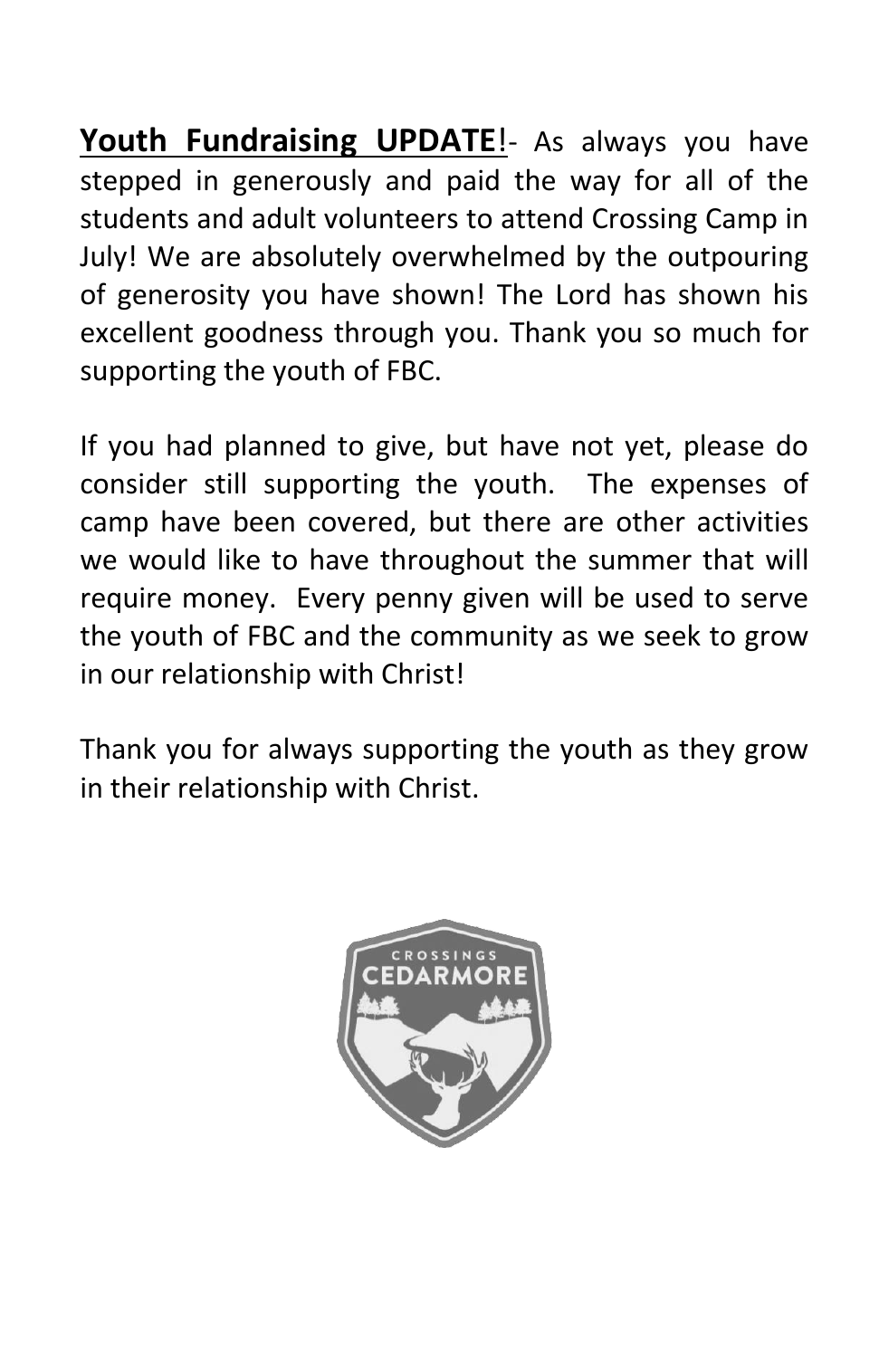**Youth Fundraising UPDATE**!- As always you have stepped in generously and paid the way for all of the students and adult volunteers to attend Crossing Camp in July! We are absolutely overwhelmed by the outpouring of generosity you have shown! The Lord has shown his excellent goodness through you. Thank you so much for supporting the youth of FBC.

If you had planned to give, but have not yet, please do consider still supporting the youth. The expenses of camp have been covered, but there are other activities we would like to have throughout the summer that will require money. Every penny given will be used to serve the youth of FBC and the community as we seek to grow in our relationship with Christ!

Thank you for always supporting the youth as they grow in their relationship with Christ.

CROSSINGS
CEDARMORE